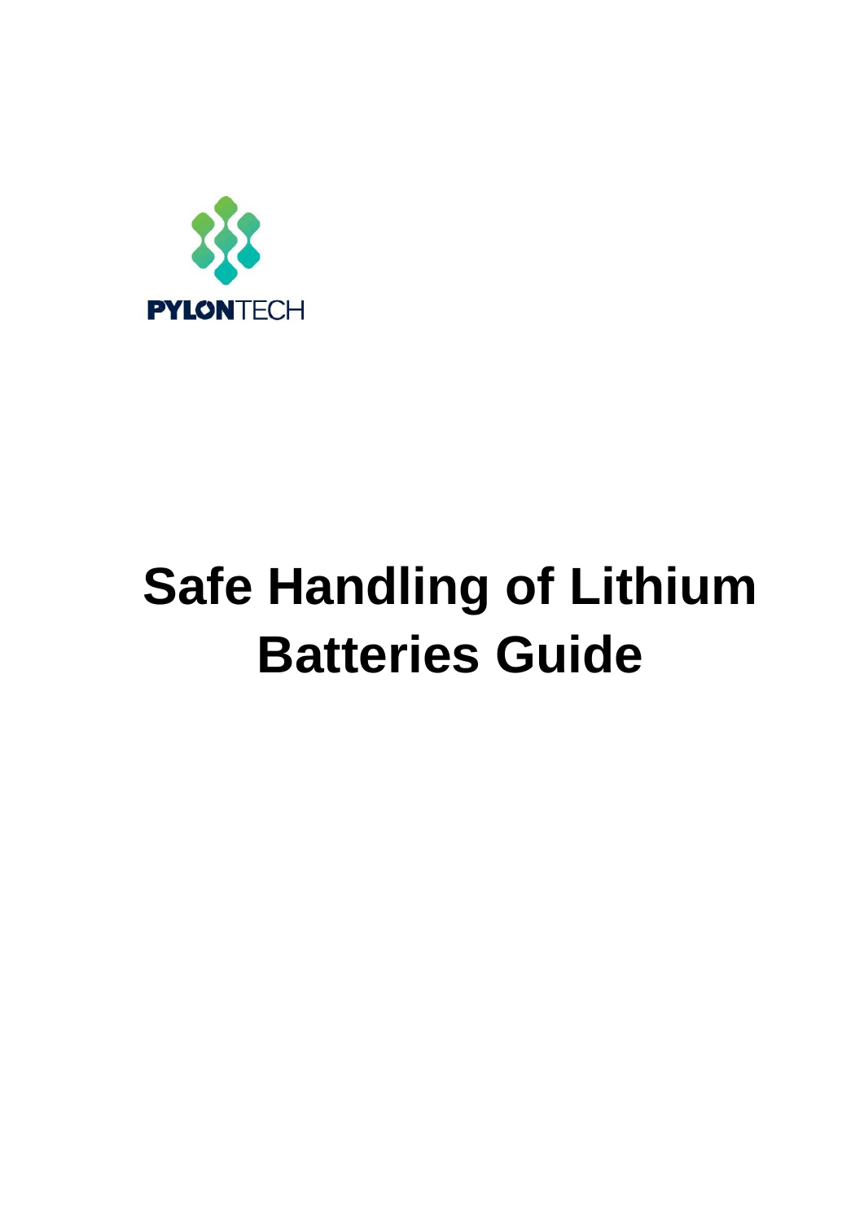PYLONTECH

# Safe Handling of Lithium Batteries Guide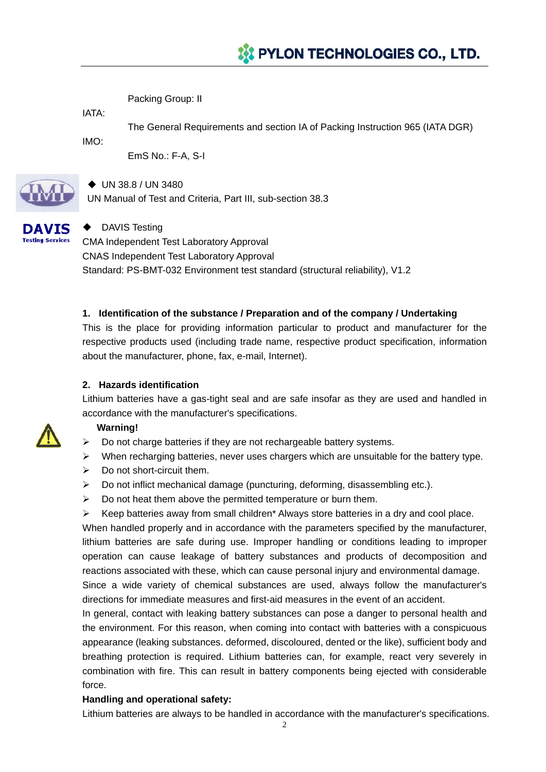Packing Group: II

IATA:

The General Requirements and section IA of Packing Instruction 965 (IATA DGR)

IMO:

EmS No.: F-A, S-I

◆ UN 38.8 / UN 3480

UN Manual of Test and Criteria, Part III, sub-section 38.3

◆ DAVIS Testing

CMA Independent Test Laboratory Approval

CNAS Independent Test Laboratory Approval

Standard: PS-BMT-032 Environment test standard (structural reliability), V1.2

## 1. Identification of the substance / Preparation and of the company / Undertaking

This is the place for providing information particular to product and manufacturer for the respective products used (including trade name, respective product specification, information about the manufacturer, phone, fax, e-mail, Internet).

## 2. Hazards identification

Lithium batteries have a gas-tight seal and are safe insofar as they are used and handled in accordance with the manufacturer's specifications.

**Warning!**

- Do not charge batteries if they are not rechargeable battery systems.
- When recharging batteries, never uses chargers which are unsuitable for the battery type.
- Do not short-circuit them.
- Do not inflict mechanical damage (puncturing, deforming, disassembling etc.).
- Do not heat them above the permitted temperature or burn them.
- Keep batteries away from small children* Always store batteries in a dry and cool place.

When handled properly and in accordance with the parameters specified by the manufacturer, lithium batteries are safe during use. Improper handling or conditions leading to improper operation can cause leakage of battery substances and products of decomposition and reactions associated with these, which can cause personal injury and environmental damage.

Since a wide variety of chemical substances are used, always follow the manufacturer's directions for immediate measures and first-aid measures in the event of an accident.

In general, contact with leaking battery substances can pose a danger to personal health and the environment. For this reason, when coming into contact with batteries with a conspicuous appearance (leaking substances. deformed, discoloured, dented or the like), sufficient body and breathing protection is required. Lithium batteries can, for example, react very severely in combination with fire. This can result in battery components being ejected with considerable force.

**Handling and operational safety:**

Lithium batteries are always to be handled in accordance with the manufacturer's specifications.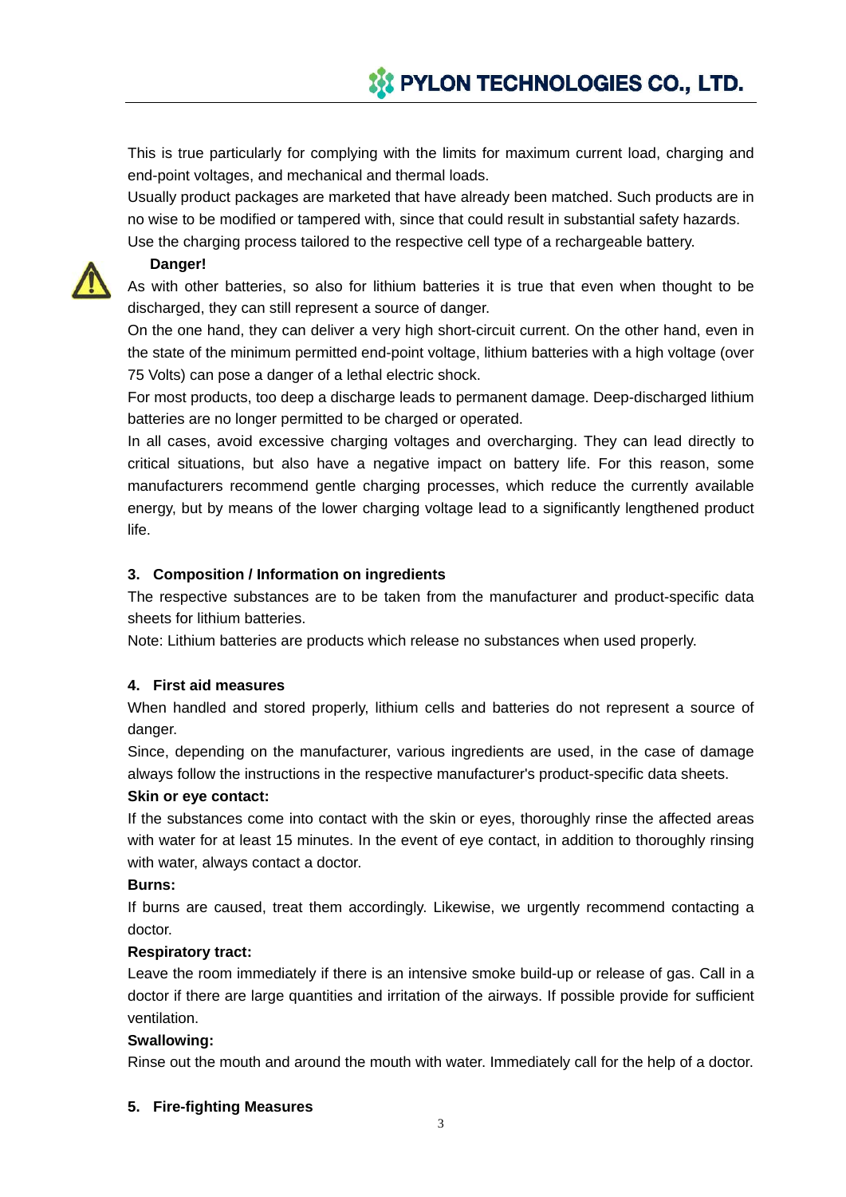This is true particularly for complying with the limits for maximum current load, charging and end-point voltages, and mechanical and thermal loads.

Usually product packages are marketed that have already been matched. Such products are in no wise to be modified or tampered with, since that could result in substantial safety hazards.

Use the charging process tailored to the respective cell type of a rechargeable battery.

**Danger!**

As with other batteries, so also for lithium batteries it is true that even when thought to be discharged, they can still represent a source of danger.

On the one hand, they can deliver a very high short-circuit current. On the other hand, even in the state of the minimum permitted end-point voltage, lithium batteries with a high voltage (over 75 Volts) can pose a danger of a lethal electric shock.

For most products, too deep a discharge leads to permanent damage. Deep-discharged lithium batteries are no longer permitted to be charged or operated.

In all cases, avoid excessive charging voltages and overcharging. They can lead directly to critical situations, but also have a negative impact on battery life. For this reason, some manufacturers recommend gentle charging processes, which reduce the currently available energy, but by means of the lower charging voltage lead to a significantly lengthened product life.

## 3. Composition / Information on ingredients

The respective substances are to be taken from the manufacturer and product-specific data sheets for lithium batteries.

Note: Lithium batteries are products which release no substances when used properly.

## 4. First aid measures

When handled and stored properly, lithium cells and batteries do not represent a source of danger.

Since, depending on the manufacturer, various ingredients are used, in the case of damage always follow the instructions in the respective manufacturer's product-specific data sheets.

**Skin or eye contact:**

If the substances come into contact with the skin or eyes, thoroughly rinse the affected areas with water for at least 15 minutes. In the event of eye contact, in addition to thoroughly rinsing with water, always contact a doctor.

**Burns:**

If burns are caused, treat them accordingly. Likewise, we urgently recommend contacting a doctor.

**Respiratory tract:**

Leave the room immediately if there is an intensive smoke build-up or release of gas. Call in a doctor if there are large quantities and irritation of the airways. If possible provide for sufficient ventilation.

**Swallowing:**

Rinse out the mouth and around the mouth with water. Immediately call for the help of a doctor.

## 5. Fire-fighting Measures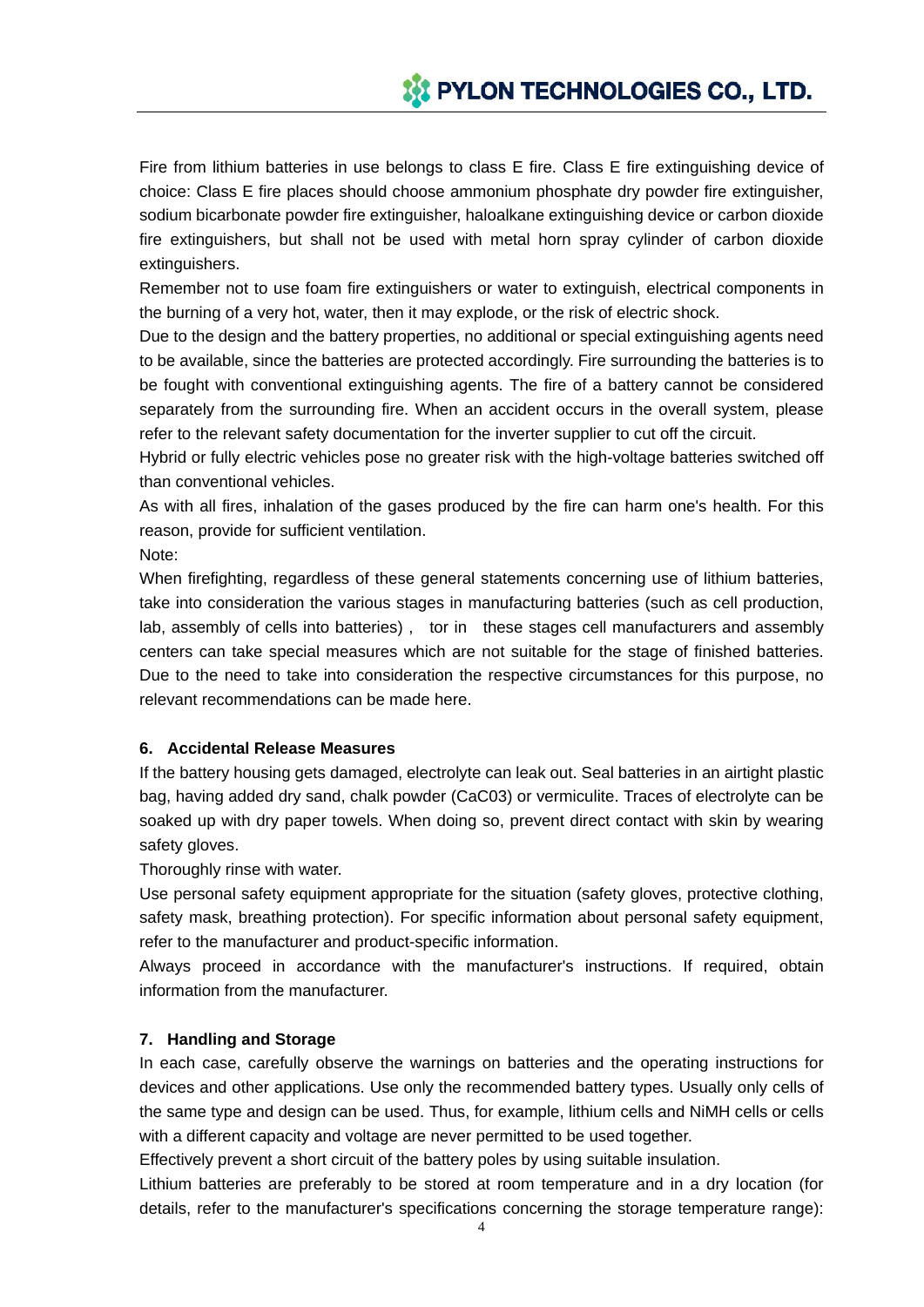Fire from lithium batteries in use belongs to class E fire. Class E fire extinguishing device of choice: Class E fire places should choose ammonium phosphate dry powder fire extinguisher, sodium bicarbonate powder fire extinguisher, haloalkane extinguishing device or carbon dioxide fire extinguishers, but shall not be used with metal horn spray cylinder of carbon dioxide extinguishers.

Remember not to use foam fire extinguishers or water to extinguish, electrical components in the burning of a very hot, water, then it may explode, or the risk of electric shock.

Due to the design and the battery properties, no additional or special extinguishing agents need to be available, since the batteries are protected accordingly. Fire surrounding the batteries is to be fought with conventional extinguishing agents. The fire of a battery cannot be considered separately from the surrounding fire. When an accident occurs in the overall system, please refer to the relevant safety documentation for the inverter supplier to cut off the circuit.

Hybrid or fully electric vehicles pose no greater risk with the high-voltage batteries switched off than conventional vehicles.

As with all fires, inhalation of the gases produced by the fire can harm one's health. For this reason, provide for sufficient ventilation.

Note:

When firefighting, regardless of these general statements concerning use of lithium batteries, take into consideration the various stages in manufacturing batteries (such as cell production, lab, assembly of cells into batteries) , tor in these stages cell manufacturers and assembly centers can take special measures which are not suitable for the stage of finished batteries. Due to the need to take into consideration the respective circumstances for this purpose, no relevant recommendations can be made here.

## 6. Accidental Release Measures

If the battery housing gets damaged, electrolyte can leak out. Seal batteries in an airtight plastic bag, having added dry sand, chalk powder (CaC03) or vermiculite. Traces of electrolyte can be soaked up with dry paper towels. When doing so, prevent direct contact with skin by wearing safety gloves.

Thoroughly rinse with water.

Use personal safety equipment appropriate for the situation (safety gloves, protective clothing, safety mask, breathing protection). For specific information about personal safety equipment, refer to the manufacturer and product-specific information.

Always proceed in accordance with the manufacturer's instructions. If required, obtain information from the manufacturer.

## 7. Handling and Storage

In each case, carefully observe the warnings on batteries and the operating instructions for devices and other applications. Use only the recommended battery types. Usually only cells of the same type and design can be used. Thus, for example, lithium cells and NiMH cells or cells with a different capacity and voltage are never permitted to be used together.

Effectively prevent a short circuit of the battery poles by using suitable insulation.

Lithium batteries are preferably to be stored at room temperature and in a dry location (for details, refer to the manufacturer's specifications concerning the storage temperature range):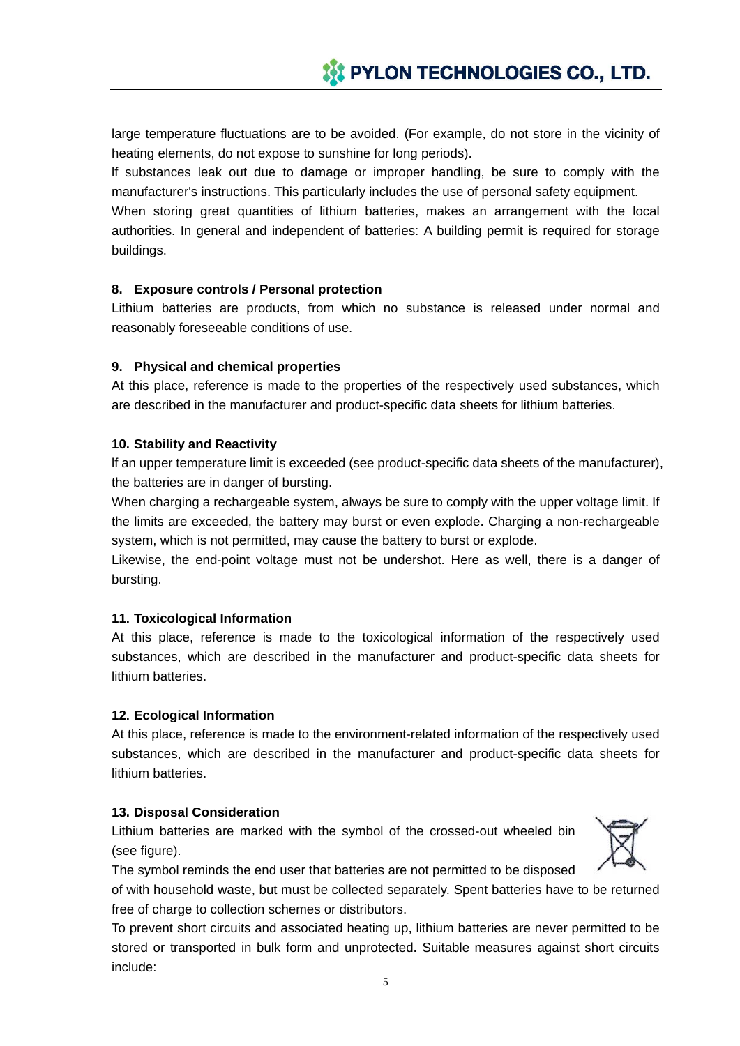large temperature fluctuations are to be avoided. (For example, do not store in the vicinity of heating elements, do not expose to sunshine for long periods).

If substances leak out due to damage or improper handling, be sure to comply with the manufacturer's instructions. This particularly includes the use of personal safety equipment.

When storing great quantities of lithium batteries, makes an arrangement with the local authorities. In general and independent of batteries: A building permit is required for storage buildings.

## 8. Exposure controls / Personal protection

Lithium batteries are products, from which no substance is released under normal and reasonably foreseeable conditions of use.

## 9. Physical and chemical properties

At this place, reference is made to the properties of the respectively used substances, which are described in the manufacturer and product-specific data sheets for lithium batteries.

## 10. Stability and Reactivity

If an upper temperature limit is exceeded (see product-specific data sheets of the manufacturer), the batteries are in danger of bursting.

When charging a rechargeable system, always be sure to comply with the upper voltage limit. If the limits are exceeded, the battery may burst or even explode. Charging a non-rechargeable system, which is not permitted, may cause the battery to burst or explode.

Likewise, the end-point voltage must not be undershot. Here as well, there is a danger of bursting.

## 11. Toxicological Information

At this place, reference is made to the toxicological information of the respectively used substances, which are described in the manufacturer and product-specific data sheets for lithium batteries.

## 12. Ecological Information

At this place, reference is made to the environment-related information of the respectively used substances, which are described in the manufacturer and product-specific data sheets for lithium batteries.

## 13. Disposal Consideration

Lithium batteries are marked with the symbol of the crossed-out wheeled bin (see figure).

The symbol reminds the end user that batteries are not permitted to be disposed of with household waste, but must be collected separately. Spent batteries have to be returned free of charge to collection schemes or distributors.

To prevent short circuits and associated heating up, lithium batteries are never permitted to be stored or transported in bulk form and unprotected. Suitable measures against short circuits include: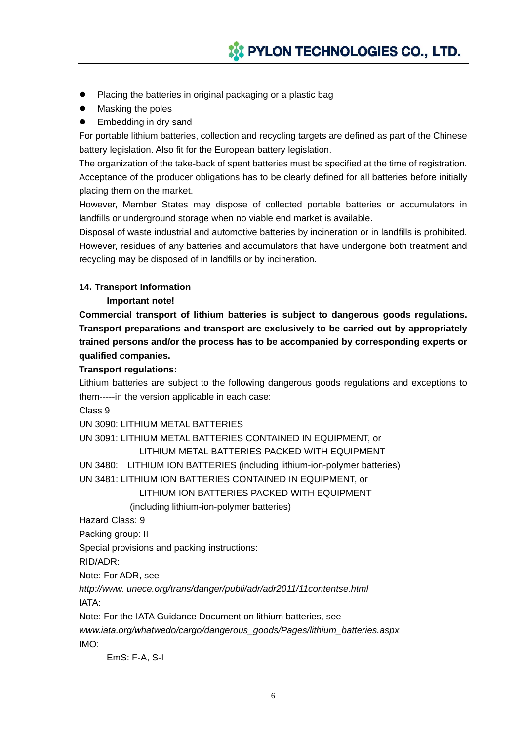- Placing the batteries in original packaging or a plastic bag
- Masking the poles
- Embedding in dry sand

For portable lithium batteries, collection and recycling targets are defined as part of the Chinese battery legislation. Also fit for the European battery legislation.

The organization of the take-back of spent batteries must be specified at the time of registration. Acceptance of the producer obligations has to be clearly defined for all batteries before initially placing them on the market.

However, Member States may dispose of collected portable batteries or accumulators in landfills or underground storage when no viable end market is available.

Disposal of waste industrial and automotive batteries by incineration or in landfills is prohibited. However, residues of any batteries and accumulators that have undergone both treatment and recycling may be disposed of in landfills or by incineration.

## 14. Transport Information

**Important note!**

**Commercial transport of lithium batteries is subject to dangerous goods regulations. Transport preparations and transport are exclusively to be carried out by appropriately trained persons and/or the process has to be accompanied by corresponding experts or qualified companies.**

**Transport regulations:**

Lithium batteries are subject to the following dangerous goods regulations and exceptions to them-----in the version applicable in each case:

Class 9

UN 3090: LITHIUM METAL BATTERIES

UN 3091: LITHIUM METAL BATTERIES CONTAINED IN EQUIPMENT, or
LITHIUM METAL BATTERIES PACKED WITH EQUIPMENT

UN 3480: LITHIUM ION BATTERIES (including lithium-ion-polymer batteries)

UN 3481: LITHIUM ION BATTERIES CONTAINED IN EQUIPMENT, or
LITHIUM ION BATTERIES PACKED WITH EQUIPMENT
(including lithium-ion-polymer batteries)

Hazard Class: 9

Packing group: II

Special provisions and packing instructions:

RID/ADR:

Note: For ADR, see

*http://www. unece.org/trans/danger/publi/adr/adr2011/11contentse.html*

IATA:

Note: For the IATA Guidance Document on lithium batteries, see

*www.iata.org/whatwedo/cargo/dangerous_goods/Pages/lithium_batteries.aspx*

IMO:

EmS: F-A, S-I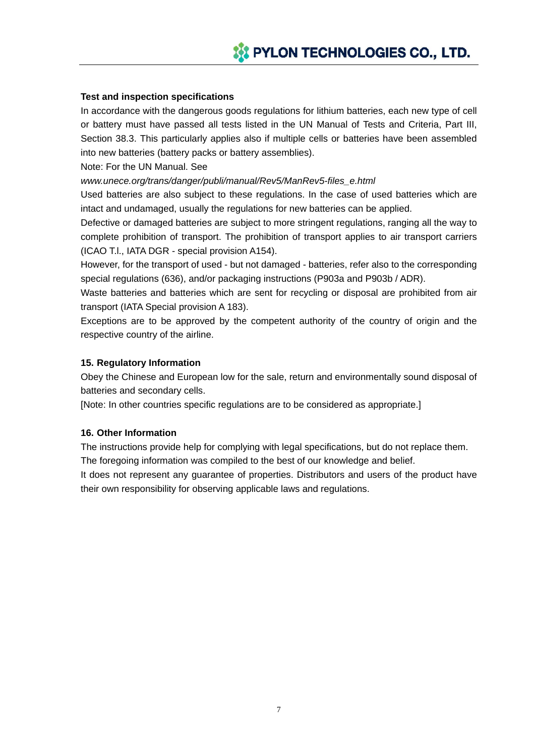**Test and inspection specifications**

In accordance with the dangerous goods regulations for lithium batteries, each new type of cell or battery must have passed all tests listed in the UN Manual of Tests and Criteria, Part III, Section 38.3. This particularly applies also if multiple cells or batteries have been assembled into new batteries (battery packs or battery assemblies).

Note: For the UN Manual. See

*www.unece.org/trans/danger/publi/manual/Rev5/ManRev5-files_e.html*

Used batteries are also subject to these regulations. In the case of used batteries which are intact and undamaged, usually the regulations for new batteries can be applied.

Defective or damaged batteries are subject to more stringent regulations, ranging all the way to complete prohibition of transport. The prohibition of transport applies to air transport carriers (ICAO T.l., IATA DGR - special provision A154).

However, for the transport of used - but not damaged - batteries, refer also to the corresponding special regulations (636), and/or packaging instructions (P903a and P903b / ADR).

Waste batteries and batteries which are sent for recycling or disposal are prohibited from air transport (IATA Special provision A 183).

Exceptions are to be approved by the competent authority of the country of origin and the respective country of the airline.

## 15. Regulatory Information

Obey the Chinese and European low for the sale, return and environmentally sound disposal of batteries and secondary cells.

[Note: In other countries specific regulations are to be considered as appropriate.]

## 16. Other Information

The instructions provide help for complying with legal specifications, but do not replace them.

The foregoing information was compiled to the best of our knowledge and belief.

It does not represent any guarantee of properties. Distributors and users of the product have their own responsibility for observing applicable laws and regulations.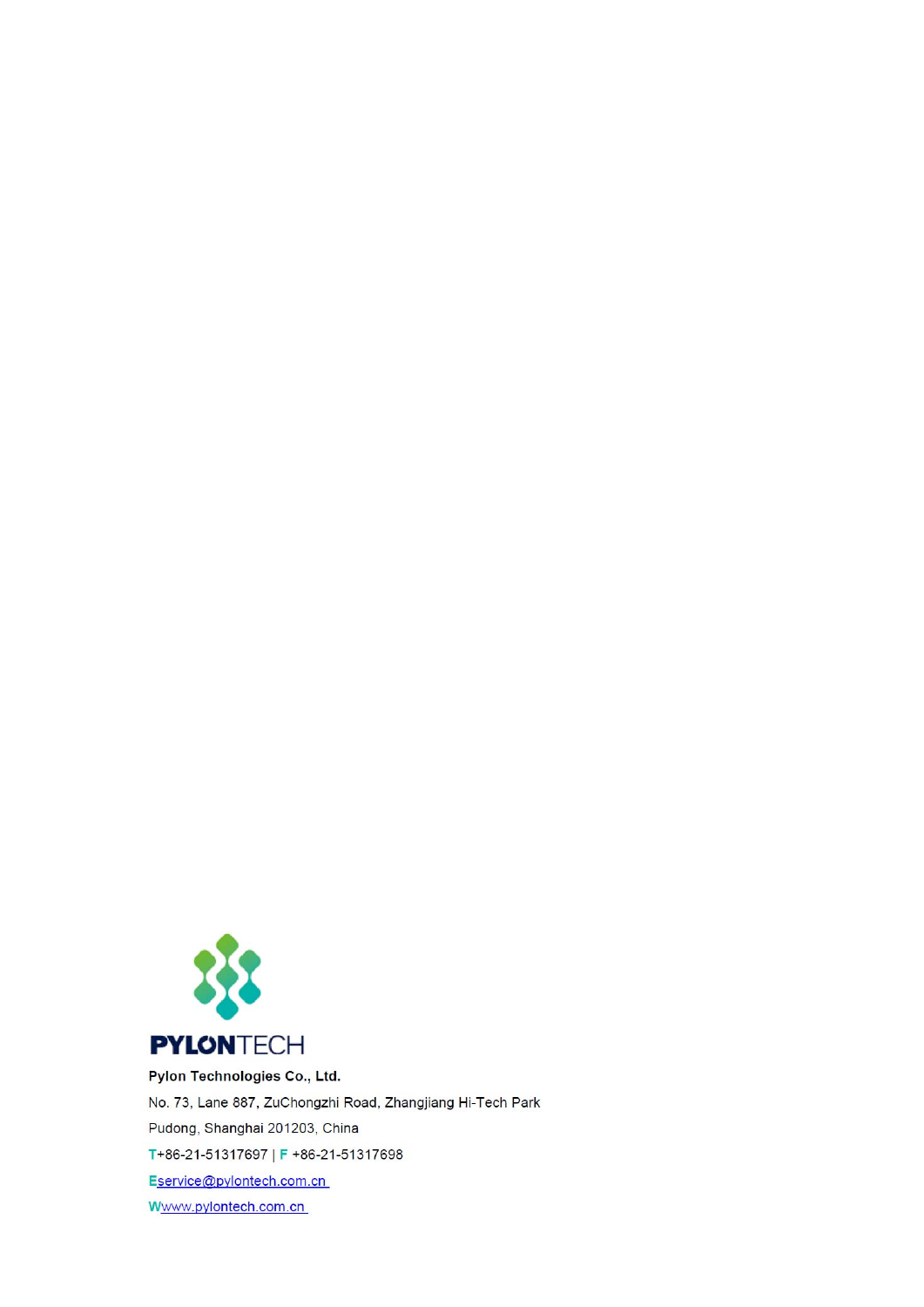PYLONTECH

**Pylon Technologies Co., Ltd.**

No. 73, Lane 887, ZuChongzhi Road, Zhangjiang Hi-Tech Park

Pudong, Shanghai 201203, China

**T** +86-21-51317697 | **F** +86-21-51317698

**E** service@pylontech.com.cn

**W** www.pylontech.com.cn